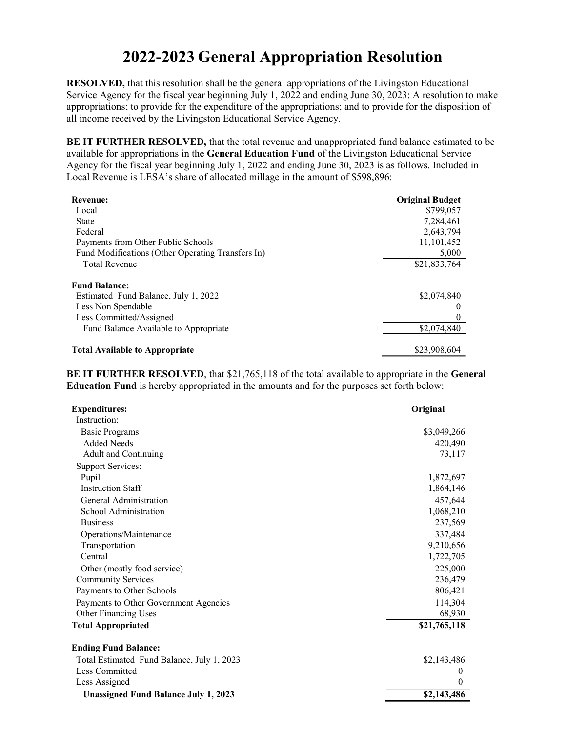# 2022-2023 General Appropriation Resolution

**RESOLVED,** that this resolution shall be the general appropriations of the Livingston Educational Service Agency for the fiscal year beginning July 1, 2022 and ending June 30, 2023: A resolution to make appropriations; to provide for the expenditure of the appropriations; and to provide for the disposition of all income received by the Livingston Educational Service Agency.

**BE IT FURTHER RESOLVED,** that the total revenue and unappropriated fund balance estimated to be available for appropriations in the **General Education Fund** of the Livingston Educational Service Agency for the fiscal year beginning July 1, 2022 and ending June 30, 2023 is as follows. Included in Local Revenue is LESA's share of allocated millage in the amount of $598,896:

| **Revenue:** | **Original Budget** |
|---|---|
| Local | $799,057 |
| State | 7,284,461 |
| Federal | 2,643,794 |
| Payments from Other Public Schools | 11,101,452 |
| Fund Modifications (Other Operating Transfers In) | 5,000 |
| Total Revenue | $21,833,764 |
| | |
| **Fund Balance:** | |
| Estimated Fund Balance, July 1, 2022 | $2,074,840 |
| Less Non Spendable | 0 |
| Less Committed/Assigned | 0 |
| Fund Balance Available to Appropriate | $2,074,840 |
| | |
| **Total Available to Appropriate** | $23,908,604 |

**BE IT FURTHER RESOLVED**, that $21,765,118 of the total available to appropriate in the **General Education Fund** is hereby appropriated in the amounts and for the purposes set forth below:

| **Expenditures:** | **Original** |
|---|---|
| Instruction: | |
| Basic Programs | $3,049,266 |
| Added Needs | 420,490 |
| Adult and Continuing | 73,117 |
| Support Services: | |
| Pupil | 1,872,697 |
| Instruction Staff | 1,864,146 |
| General Administration | 457,644 |
| School Administration | 1,068,210 |
| Business | 237,569 |
| Operations/Maintenance | 337,484 |
| Transportation | 9,210,656 |
| Central | 1,722,705 |
| Other (mostly food service) | 225,000 |
| Community Services | 236,479 |
| Payments to Other Schools | 806,421 |
| Payments to Other Government Agencies | 114,304 |
| Other Financing Uses | 68,930 |
| **Total Appropriated** | **$21,765,118** |
| | |
| **Ending Fund Balance:** | |
| Total Estimated Fund Balance, July 1, 2023 | $2,143,486 |
| Less Committed | 0 |
| Less Assigned | 0 |
| **Unassigned Fund Balance July 1, 2023** | **$2,143,486** |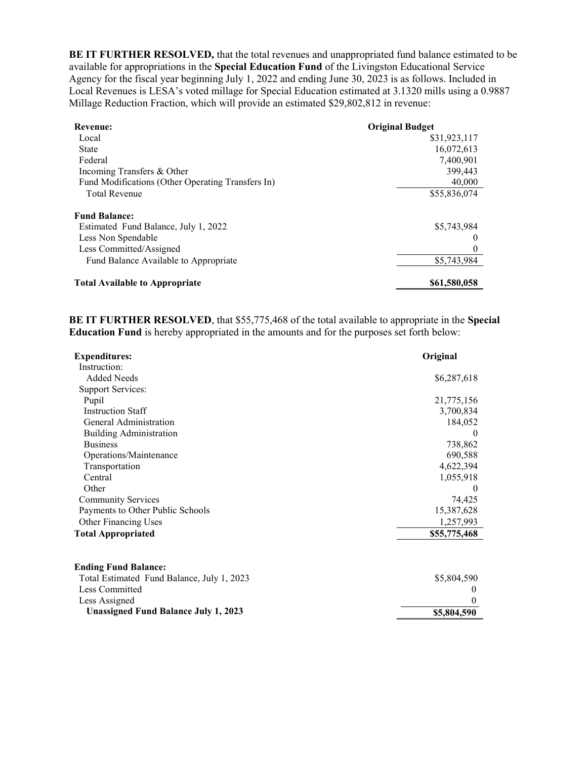**BE IT FURTHER RESOLVED,** that the total revenues and unappropriated fund balance estimated to be available for appropriations in the **Special Education Fund** of the Livingston Educational Service Agency for the fiscal year beginning July 1, 2022 and ending June 30, 2023 is as follows. Included in Local Revenues is LESA's voted millage for Special Education estimated at 3.1320 mills using a 0.9887 Millage Reduction Fraction, which will provide an estimated $29,802,812 in revenue:

| **Revenue:** | **Original Budget** |
|---|---|
| Local | $31,923,117 |
| State | 16,072,613 |
| Federal | 7,400,901 |
| Incoming Transfers & Other | 399,443 |
| Fund Modifications (Other Operating Transfers In) | 40,000 |
| Total Revenue | $55,836,074 |
| **Fund Balance:** | |
| Estimated Fund Balance, July 1, 2022 | $5,743,984 |
| Less Non Spendable | 0 |
| Less Committed/Assigned | 0 |
| Fund Balance Available to Appropriate | $5,743,984 |
| **Total Available to Appropriate** | **$61,580,058** |

**BE IT FURTHER RESOLVED**, that $55,775,468 of the total available to appropriate in the **Special Education Fund** is hereby appropriated in the amounts and for the purposes set forth below:

| **Expenditures:** | **Original** |
|---|---|
| Instruction: | |
| Added Needs | $6,287,618 |
| Support Services: | |
| Pupil | 21,775,156 |
| Instruction Staff | 3,700,834 |
| General Administration | 184,052 |
| Building Administration | 0 |
| Business | 738,862 |
| Operations/Maintenance | 690,588 |
| Transportation | 4,622,394 |
| Central | 1,055,918 |
| Other | 0 |
| Community Services | 74,425 |
| Payments to Other Public Schools | 15,387,628 |
| Other Financing Uses | 1,257,993 |
| **Total Appropriated** | **$55,775,468** |

| **Ending Fund Balance:** | |
|---|---|
| Total Estimated Fund Balance, July 1, 2023 | $5,804,590 |
| Less Committed | 0 |
| Less Assigned | 0 |
| **Unassigned Fund Balance July 1, 2023** | **$5,804,590** |